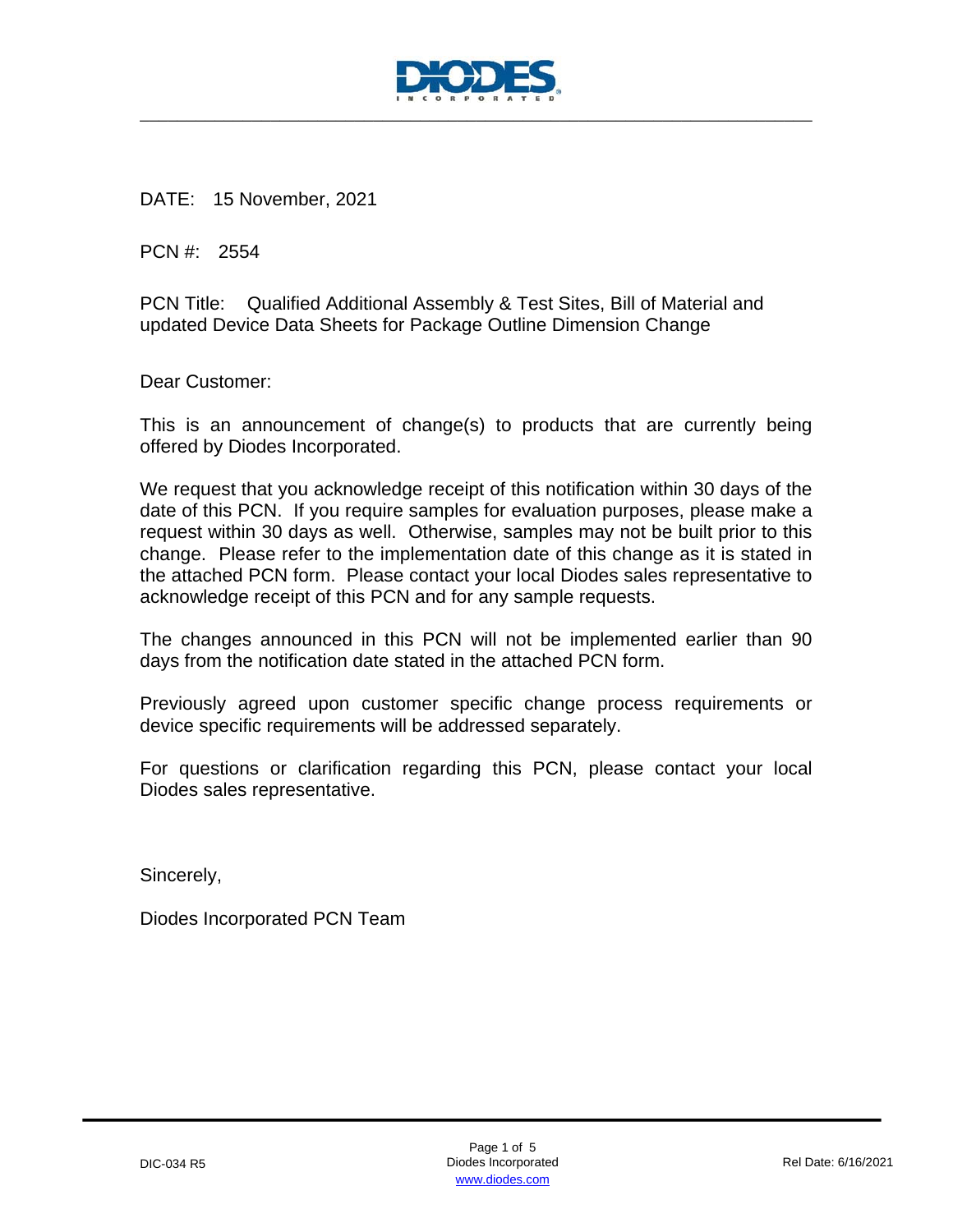DATE: 15 November, 2021

PCN #: 2554

PCN Title: Qualified Additional Assembly & Test Sites, Bill of Material and updated Device Data Sheets for Package Outline Dimension Change

Dear Customer:

This is an announcement of change(s) to products that are currently being offered by Diodes Incorporated.

We request that you acknowledge receipt of this notification within 30 days of the date of this PCN. If you require samples for evaluation purposes, please make a request within 30 days as well. Otherwise, samples may not be built prior to this change. Please refer to the implementation date of this change as it is stated in the attached PCN form. Please contact your local Diodes sales representative to acknowledge receipt of this PCN and for any sample requests.

The changes announced in this PCN will not be implemented earlier than 90 days from the notification date stated in the attached PCN form.

Previously agreed upon customer specific change process requirements or device specific requirements will be addressed separately.

For questions or clarification regarding this PCN, please contact your local Diodes sales representative.

Sincerely,

Diodes Incorporated PCN Team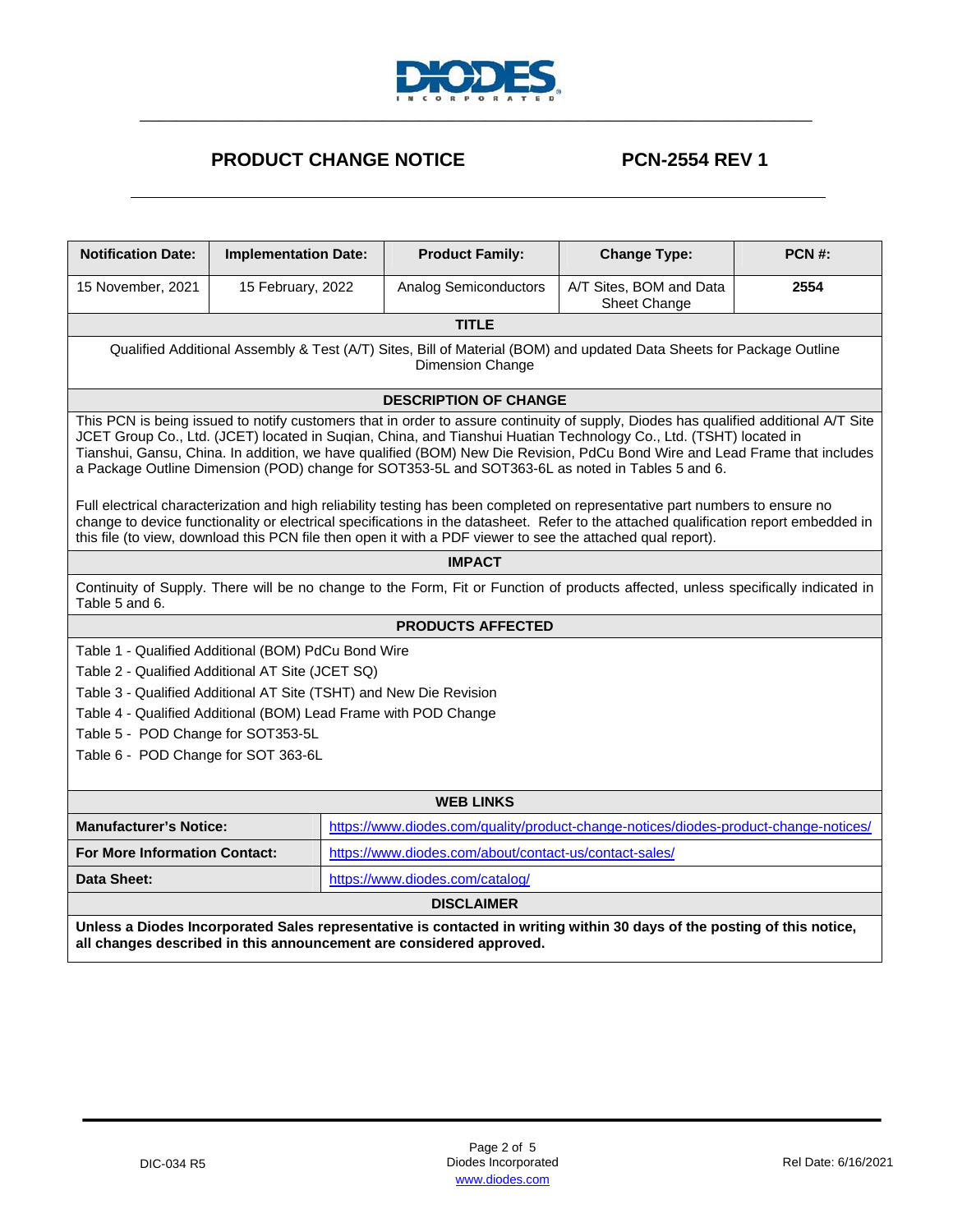# PRODUCT CHANGE NOTICE

## PCN-2554 REV 1

| Notification Date: | Implementation Date: | Product Family: | Change Type: | PCN #: |
|---|---|---|---|---|
| 15 November, 2021 | 15 February, 2022 | Analog Semiconductors | A/T Sites, BOM and Data Sheet Change | **2554** |

**TITLE**

Qualified Additional Assembly & Test (A/T) Sites, Bill of Material (BOM) and updated Data Sheets for Package Outline Dimension Change

**DESCRIPTION OF CHANGE**

This PCN is being issued to notify customers that in order to assure continuity of supply, Diodes has qualified additional A/T Site JCET Group Co., Ltd. (JCET) located in Suqian, China, and Tianshui Huatian Technology Co., Ltd. (TSHT) located in Tianshui, Gansu, China. In addition, we have qualified (BOM) New Die Revision, PdCu Bond Wire and Lead Frame that includes a Package Outline Dimension (POD) change for SOT353-5L and SOT363-6L as noted in Tables 5 and 6.

Full electrical characterization and high reliability testing has been completed on representative part numbers to ensure no change to device functionality or electrical specifications in the datasheet. Refer to the attached qualification report embedded in this file (to view, download this PCN file then open it with a PDF viewer to see the attached qual report).

**IMPACT**

Continuity of Supply. There will be no change to the Form, Fit or Function of products affected, unless specifically indicated in Table 5 and 6.

**PRODUCTS AFFECTED**

Table 1 - Qualified Additional (BOM) PdCu Bond Wire

Table 2 - Qualified Additional AT Site (JCET SQ)

Table 3 - Qualified Additional AT Site (TSHT) and New Die Revision

Table 4 - Qualified Additional (BOM) Lead Frame with POD Change

Table 5 - POD Change for SOT353-5L

Table 6 - POD Change for SOT 363-6L

**WEB LINKS**

| | |
|---|---|
| **Manufacturer's Notice:** | https://www.diodes.com/quality/product-change-notices/diodes-product-change-notices/ |
| **For More Information Contact:** | https://www.diodes.com/about/contact-us/contact-sales/ |
| **Data Sheet:** | https://www.diodes.com/catalog/ |

**DISCLAIMER**

**Unless a Diodes Incorporated Sales representative is contacted in writing within 30 days of the posting of this notice, all changes described in this announcement are considered approved.**

DIC-034 R5 — Diodes Incorporated — www.diodes.com — Rel Date: 6/16/2021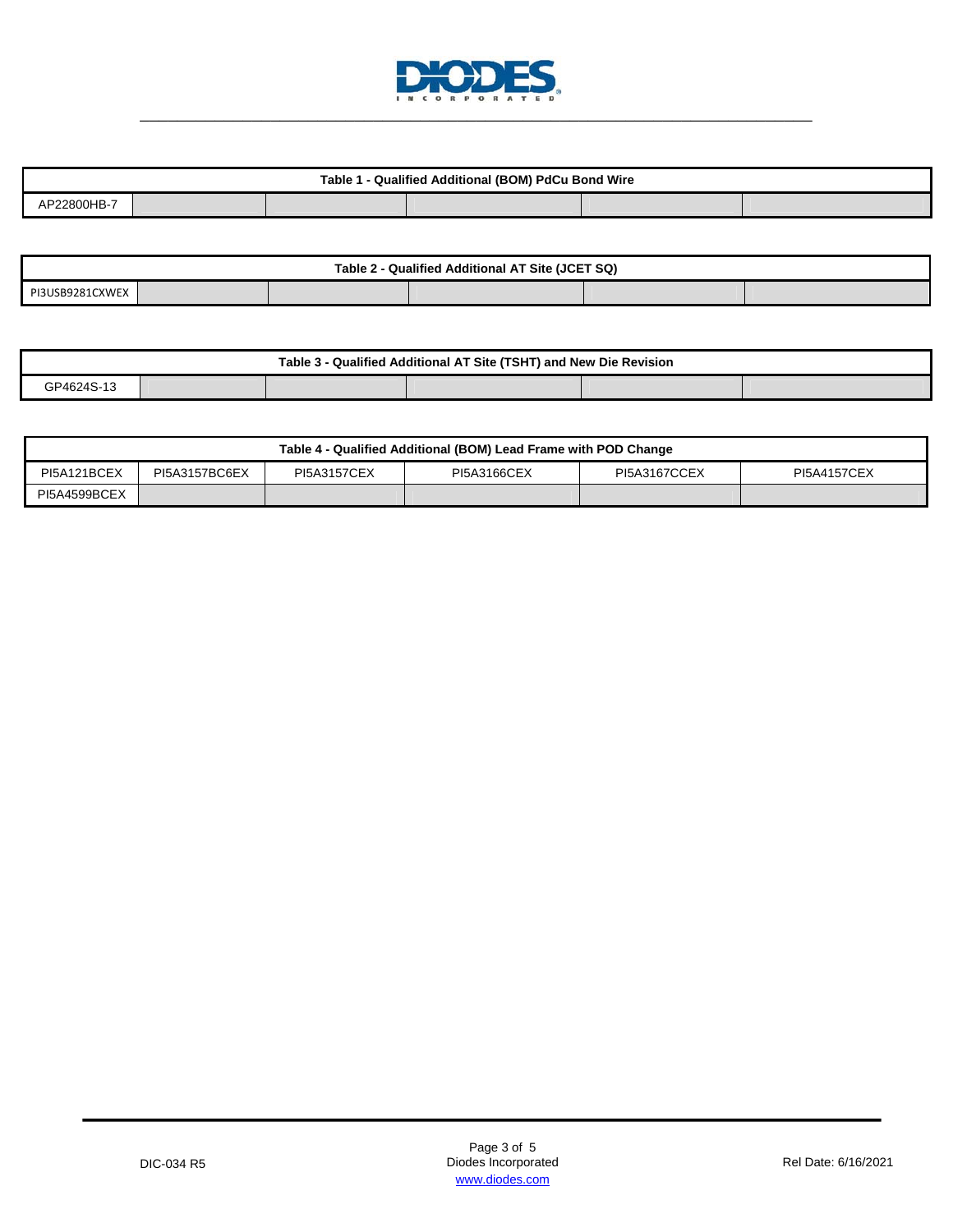| Table 1 - Qualified Additional (BOM) PdCu Bond Wire | | | | | |
|---|---|---|---|---|---|
| AP22800HB-7 | | | | | |

| Table 2 - Qualified Additional AT Site (JCET SQ) | | | | | |
|---|---|---|---|---|---|
| PI3USB9281CXWEX | | | | | |

| Table 3 - Qualified Additional AT Site (TSHT) and New Die Revision | | | | | |
|---|---|---|---|---|---|
| GP4624S-13 | | | | | |

| Table 4 - Qualified Additional (BOM) Lead Frame with POD Change | | | | | |
|---|---|---|---|---|---|
| PI5A121BCEX | PI5A3157BC6EX | PI5A3157CEX | PI5A3166CEX | PI5A3167CCEX | PI5A4157CEX |
| PI5A4599BCEX | | | | | |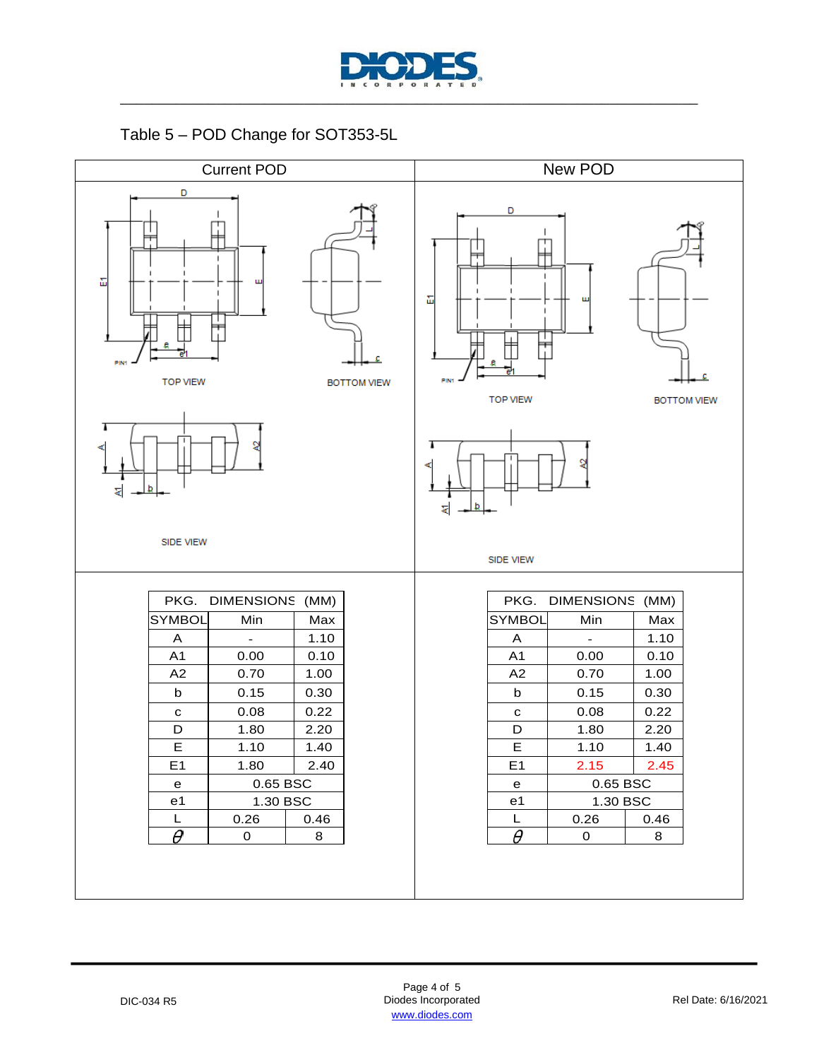## Table 5 – POD Change for SOT353-5L

**Current POD**

| PKG. DIMENSIONS (MM) | | |
|---|---|---|
| SYMBOL | Min | Max |
| A | - | 1.10 |
| A1 | 0.00 | 0.10 |
| A2 | 0.70 | 1.00 |
| b | 0.15 | 0.30 |
| c | 0.08 | 0.22 |
| D | 1.80 | 2.20 |
| E | 1.10 | 1.40 |
| E1 | 1.80 | 2.40 |
| e | 0.65 BSC | |
| e1 | 1.30 BSC | |
| L | 0.26 | 0.46 |
| $\theta$ | 0 | 8 |

**New POD**

| PKG. DIMENSIONS (MM) | | |
|---|---|---|
| SYMBOL | Min | Max |
| A | - | 1.10 |
| A1 | 0.00 | 0.10 |
| A2 | 0.70 | 1.00 |
| b | 0.15 | 0.30 |
| c | 0.08 | 0.22 |
| D | 1.80 | 2.20 |
| E | 1.10 | 1.40 |
| E1 | 2.15 | 2.45 |
| e | 0.65 BSC | |
| e1 | 1.30 BSC | |
| L | 0.26 | 0.46 |
| $\theta$ | 0 | 8 |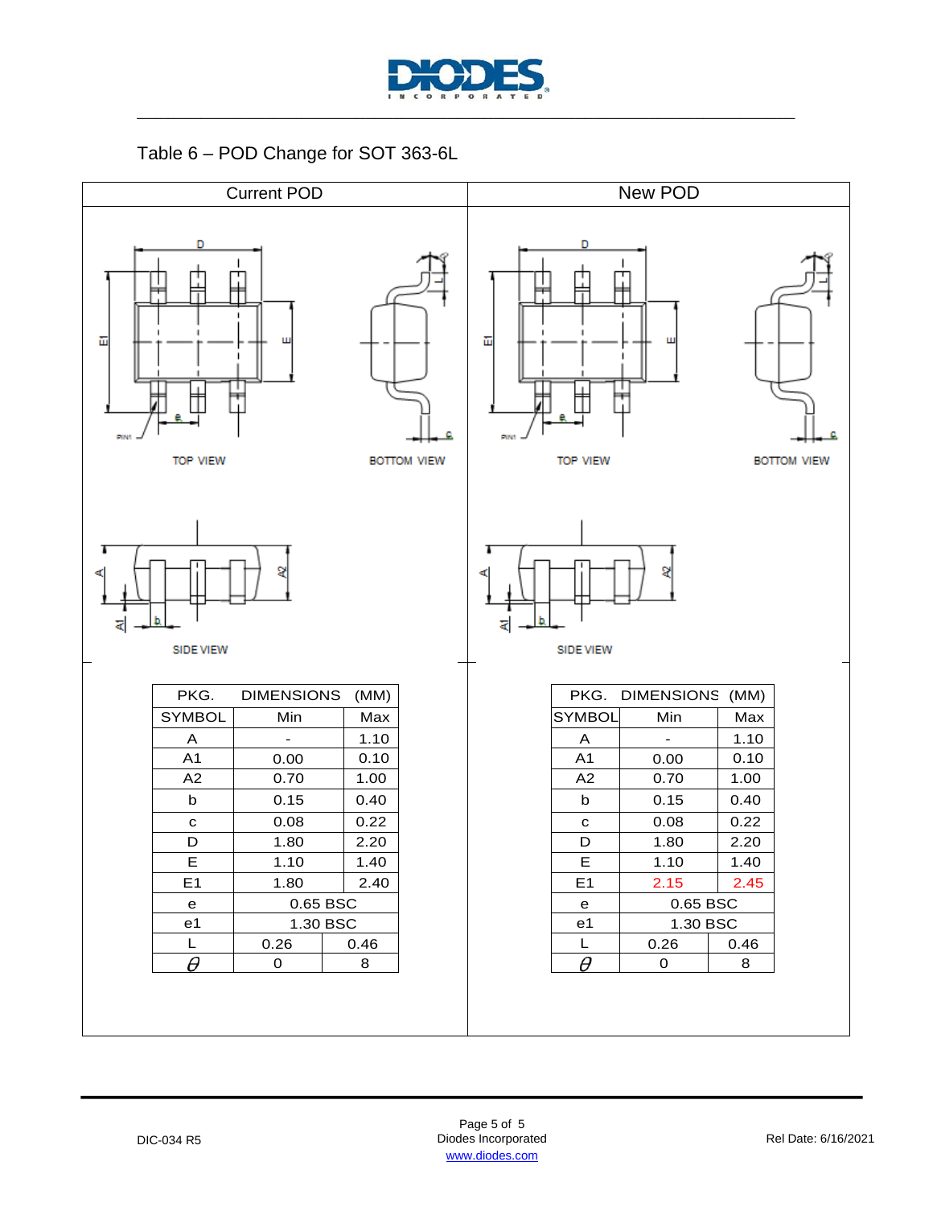## Table 6 – POD Change for SOT 363-6L

| Current POD | New POD |
|---|---|

D

E1

E

e

PIN1

TOP VIEW

L

c

BOTTOM VIEW

A

A1

b

A2

SIDE VIEW

**Current POD**

| PKG. | DIMENSIONS | (MM) |
|---|---|---|
| SYMBOL | Min | Max |
| A | - | 1.10 |
| A1 | 0.00 | 0.10 |
| A2 | 0.70 | 1.00 |
| b | 0.15 | 0.40 |
| c | 0.08 | 0.22 |
| D | 1.80 | 2.20 |
| E | 1.10 | 1.40 |
| E1 | 1.80 | 2.40 |
| e | 0.65 BSC | |
| e1 | 1.30 BSC | |
| L | 0.26 | 0.46 |
| $\theta$ | 0 | 8 |

**New POD**

| PKG. | DIMENSIONS | (MM) |
|---|---|---|
| SYMBOL | Min | Max |
| A | - | 1.10 |
| A1 | 0.00 | 0.10 |
| A2 | 0.70 | 1.00 |
| b | 0.15 | 0.40 |
| c | 0.08 | 0.22 |
| D | 1.80 | 2.20 |
| E | 1.10 | 1.40 |
| E1 | 2.15 | 2.45 |
| e | 0.65 BSC | |
| e1 | 1.30 BSC | |
| L | 0.26 | 0.46 |
| $\theta$ | 0 | 8 |

DIC-034 R5

Diodes Incorporated
www.diodes.com

Rel Date: 6/16/2021